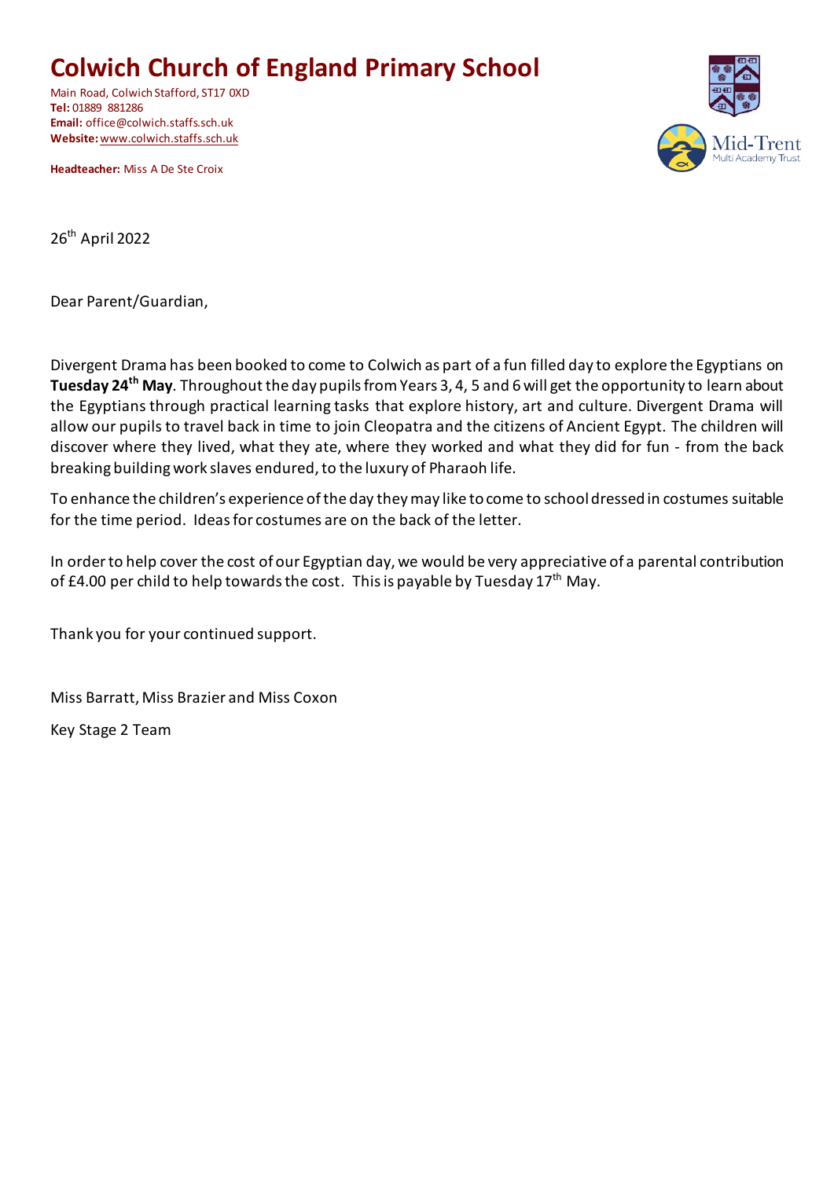# Colwich Church of England Primary School

Main Road, Colwich Stafford, ST17 0XD
**Tel:** 01889 881286
**Email:** office@colwich.staffs.sch.uk
**Website:** www.colwich.staffs.sch.uk

**Headteacher:** Miss A De Ste Croix

Mid-Trent Multi Academy Trust

26th April 2022

Dear Parent/Guardian,

Divergent Drama has been booked to come to Colwich as part of a fun filled day to explore the Egyptians on **Tuesday 24th May**. Throughout the day pupils from Years 3, 4, 5 and 6 will get the opportunity to learn about the Egyptians through practical learning tasks that explore history, art and culture. Divergent Drama will allow our pupils to travel back in time to join Cleopatra and the citizens of Ancient Egypt. The children will discover where they lived, what they ate, where they worked and what they did for fun - from the back breaking building work slaves endured, to the luxury of Pharaoh life.

To enhance the children's experience of the day they may like to come to school dressed in costumes suitable for the time period. Ideas for costumes are on the back of the letter.

In order to help cover the cost of our Egyptian day, we would be very appreciative of a parental contribution of £4.00 per child to help towards the cost. This is payable by Tuesday 17th May.

Thank you for your continued support.

Miss Barratt, Miss Brazier and Miss Coxon

Key Stage 2 Team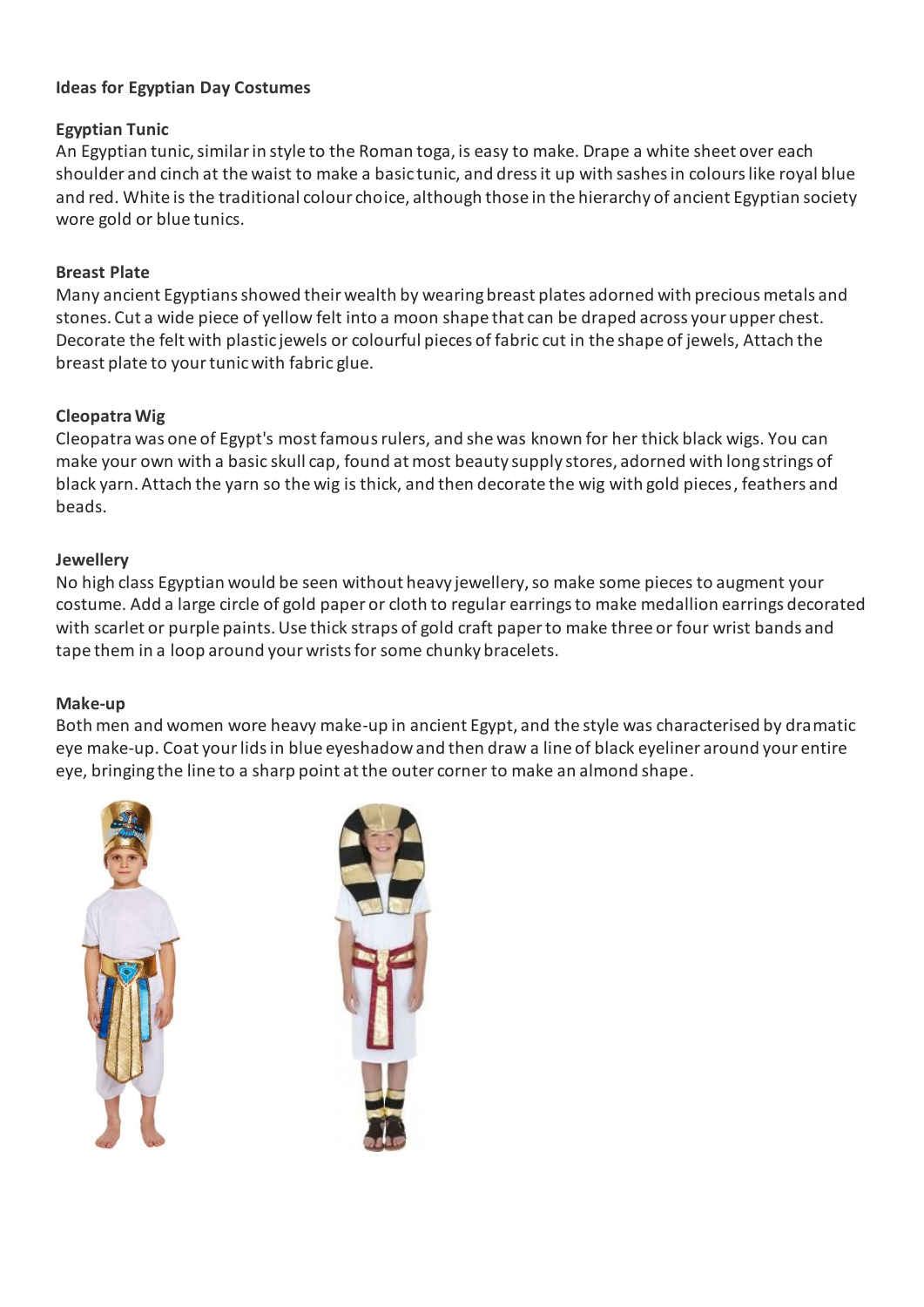**Ideas for Egyptian Day Costumes**

**Egyptian Tunic**

An Egyptian tunic, similar in style to the Roman toga, is easy to make. Drape a white sheet over each shoulder and cinch at the waist to make a basic tunic, and dress it up with sashes in colours like royal blue and red. White is the traditional colour choice, although those in the hierarchy of ancient Egyptian society wore gold or blue tunics.

**Breast Plate**

Many ancient Egyptians showed their wealth by wearing breast plates adorned with precious metals and stones. Cut a wide piece of yellow felt into a moon shape that can be draped across your upper chest. Decorate the felt with plastic jewels or colourful pieces of fabric cut in the shape of jewels, Attach the breast plate to your tunic with fabric glue.

**Cleopatra Wig**

Cleopatra was one of Egypt's most famous rulers, and she was known for her thick black wigs. You can make your own with a basic skull cap, found at most beauty supply stores, adorned with long strings of black yarn. Attach the yarn so the wig is thick, and then decorate the wig with gold pieces, feathers and beads.

**Jewellery**

No high class Egyptian would be seen without heavy jewellery, so make some pieces to augment your costume. Add a large circle of gold paper or cloth to regular earrings to make medallion earrings decorated with scarlet or purple paints. Use thick straps of gold craft paper to make three or four wrist bands and tape them in a loop around your wrists for some chunky bracelets.

**Make-up**

Both men and women wore heavy make-up in ancient Egypt, and the style was characterised by dramatic eye make-up. Coat your lids in blue eyeshadow and then draw a line of black eyeliner around your entire eye, bringing the line to a sharp point at the outer corner to make an almond shape.